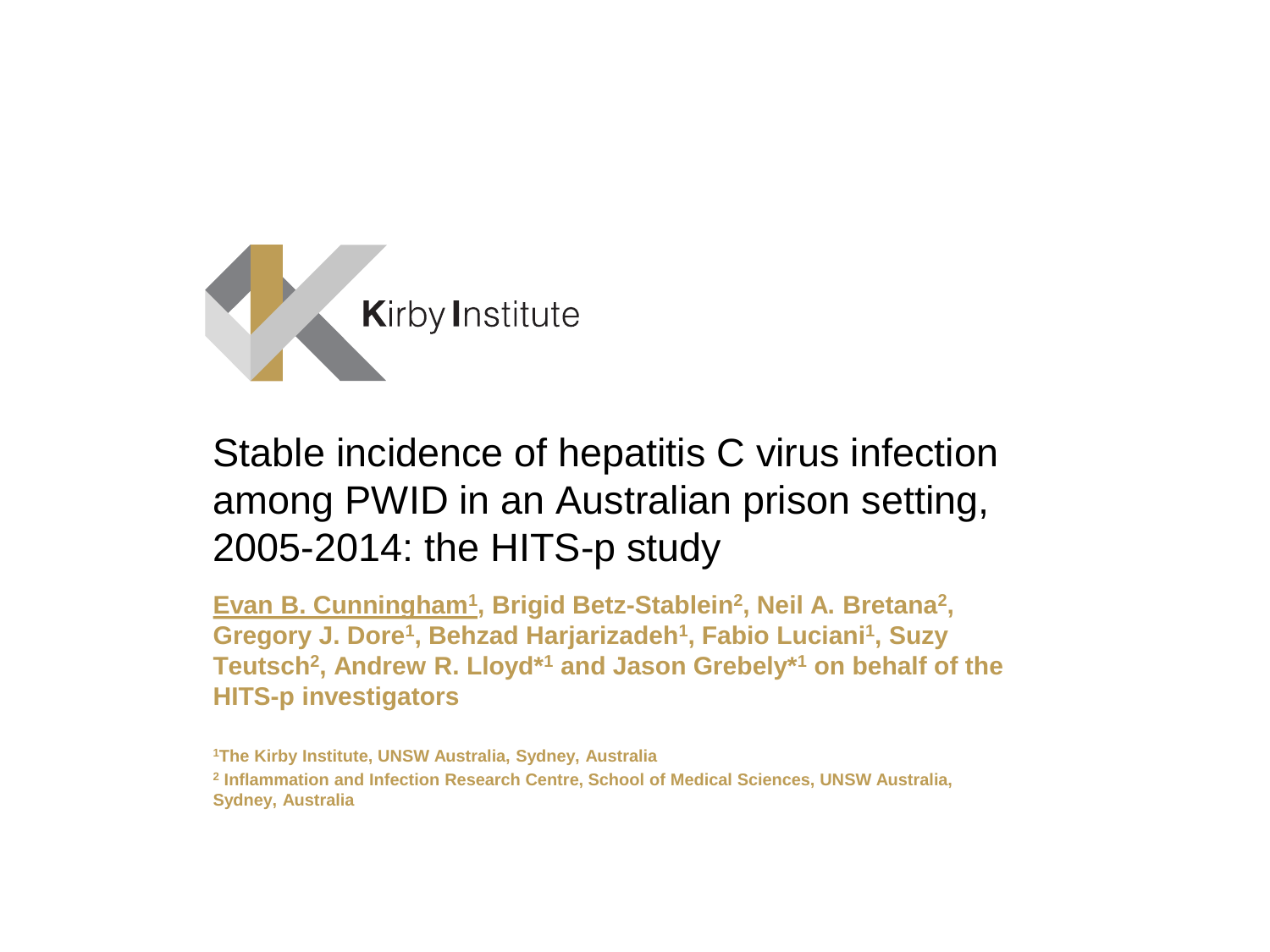Kirby Institute

# Stable incidence of hepatitis C virus infection among PWID in an Australian prison setting, 2005-2014: the HITS-p study

**Evan B. Cunningham[1], Brigid Betz-Stablein[2], Neil A. Bretana[2], Gregory J. Dore[1], Behzad Harjarizadeh[1], Fabio Luciani[1], Suzy Teutsch[2], Andrew R. Lloyd*[1] and Jason Grebely*[1] on behalf of the HITS-p investigators**

[1]The Kirby Institute, UNSW Australia, Sydney, Australia

[2] Inflammation and Infection Research Centre, School of Medical Sciences, UNSW Australia, Sydney, Australia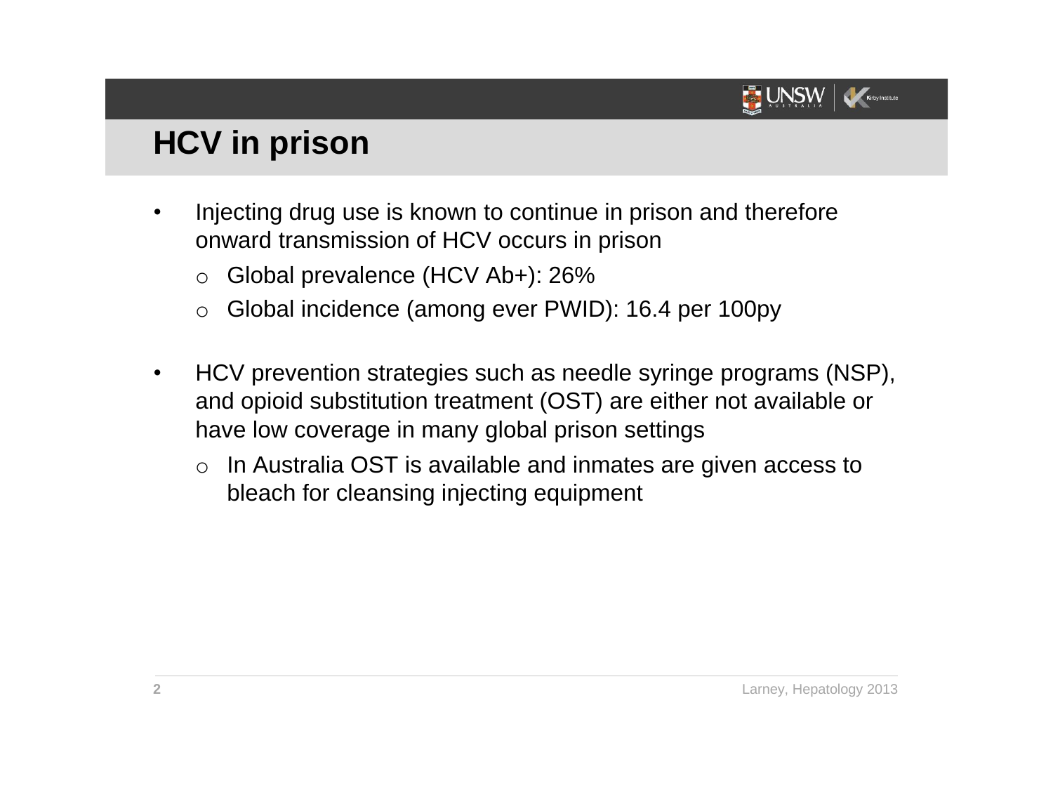# HCV in prison

- Injecting drug use is known to continue in prison and therefore onward transmission of HCV occurs in prison
  - Global prevalence (HCV Ab+): 26%
  - Global incidence (among ever PWID): 16.4 per 100py

- HCV prevention strategies such as needle syringe programs (NSP), and opioid substitution treatment (OST) are either not available or have low coverage in many global prison settings
  - In Australia OST is available and inmates are given access to bleach for cleansing injecting equipment

Larney, Hepatology 2013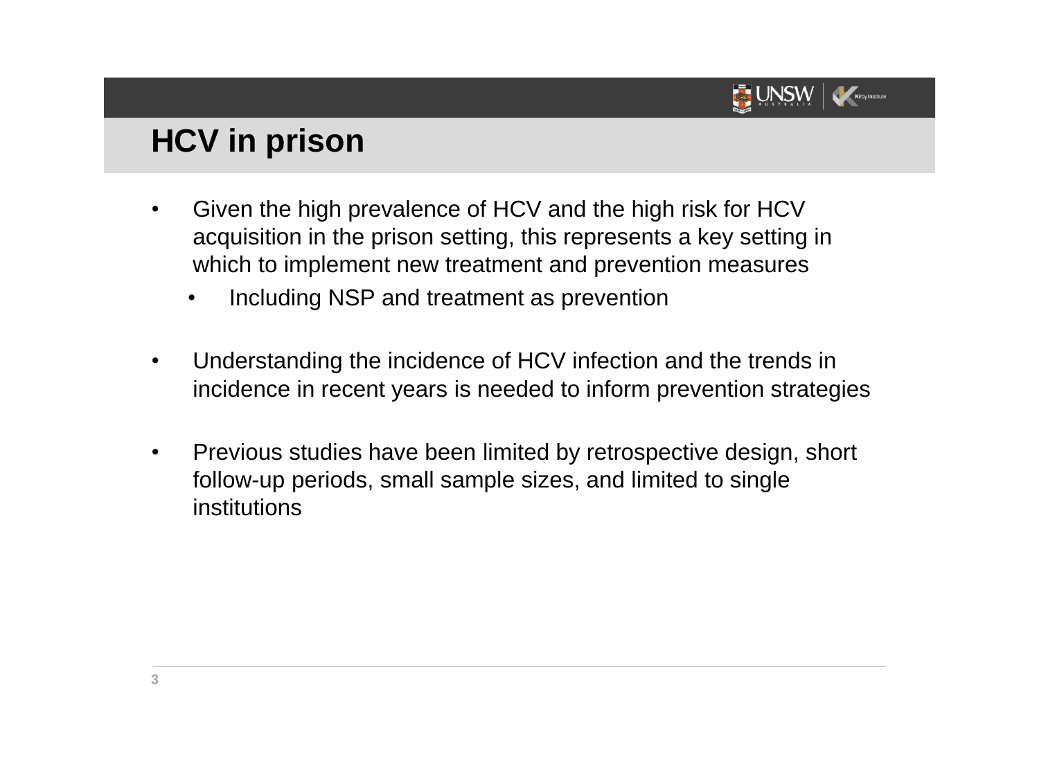# HCV in prison

- Given the high prevalence of HCV and the high risk for HCV acquisition in the prison setting, this represents a key setting in which to implement new treatment and prevention measures
  - Including NSP and treatment as prevention

- Understanding the incidence of HCV infection and the trends in incidence in recent years is needed to inform prevention strategies

- Previous studies have been limited by retrospective design, short follow-up periods, small sample sizes, and limited to single institutions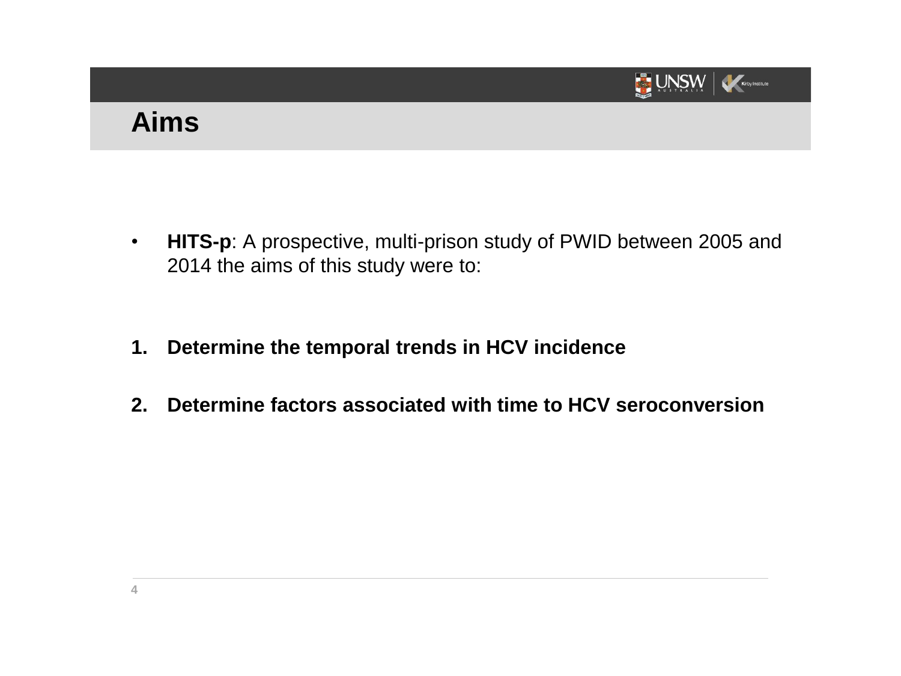# Aims

- **HITS-p**: A prospective, multi-prison study of PWID between 2005 and 2014 the aims of this study were to:

1. **Determine the temporal trends in HCV incidence**
2. **Determine factors associated with time to HCV seroconversion**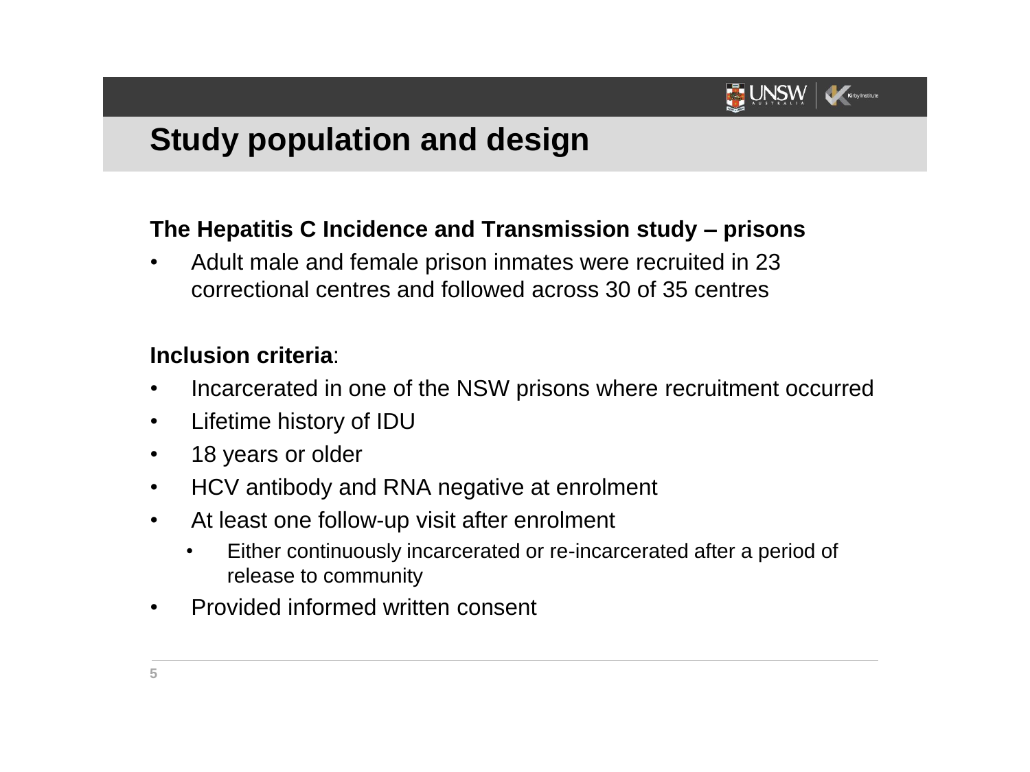# Study population and design

**The Hepatitis C Incidence and Transmission study – prisons**

- Adult male and female prison inmates were recruited in 23 correctional centres and followed across 30 of 35 centres

**Inclusion criteria**:

- Incarcerated in one of the NSW prisons where recruitment occurred
- Lifetime history of IDU
- 18 years or older
- HCV antibody and RNA negative at enrolment
- At least one follow-up visit after enrolment
  - Either continuously incarcerated or re-incarcerated after a period of release to community
- Provided informed written consent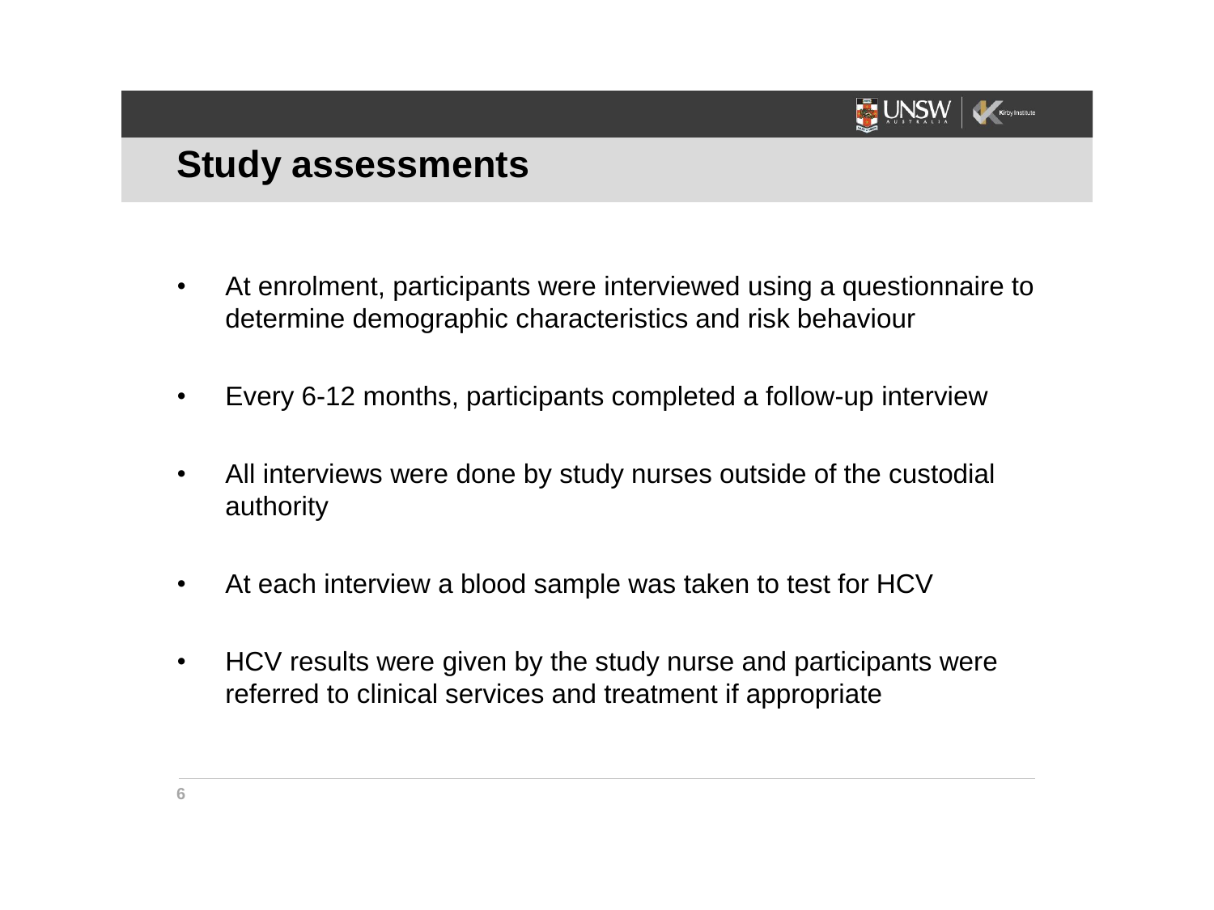# Study assessments

- At enrolment, participants were interviewed using a questionnaire to determine demographic characteristics and risk behaviour
- Every 6-12 months, participants completed a follow-up interview
- All interviews were done by study nurses outside of the custodial authority
- At each interview a blood sample was taken to test for HCV
- HCV results were given by the study nurse and participants were referred to clinical services and treatment if appropriate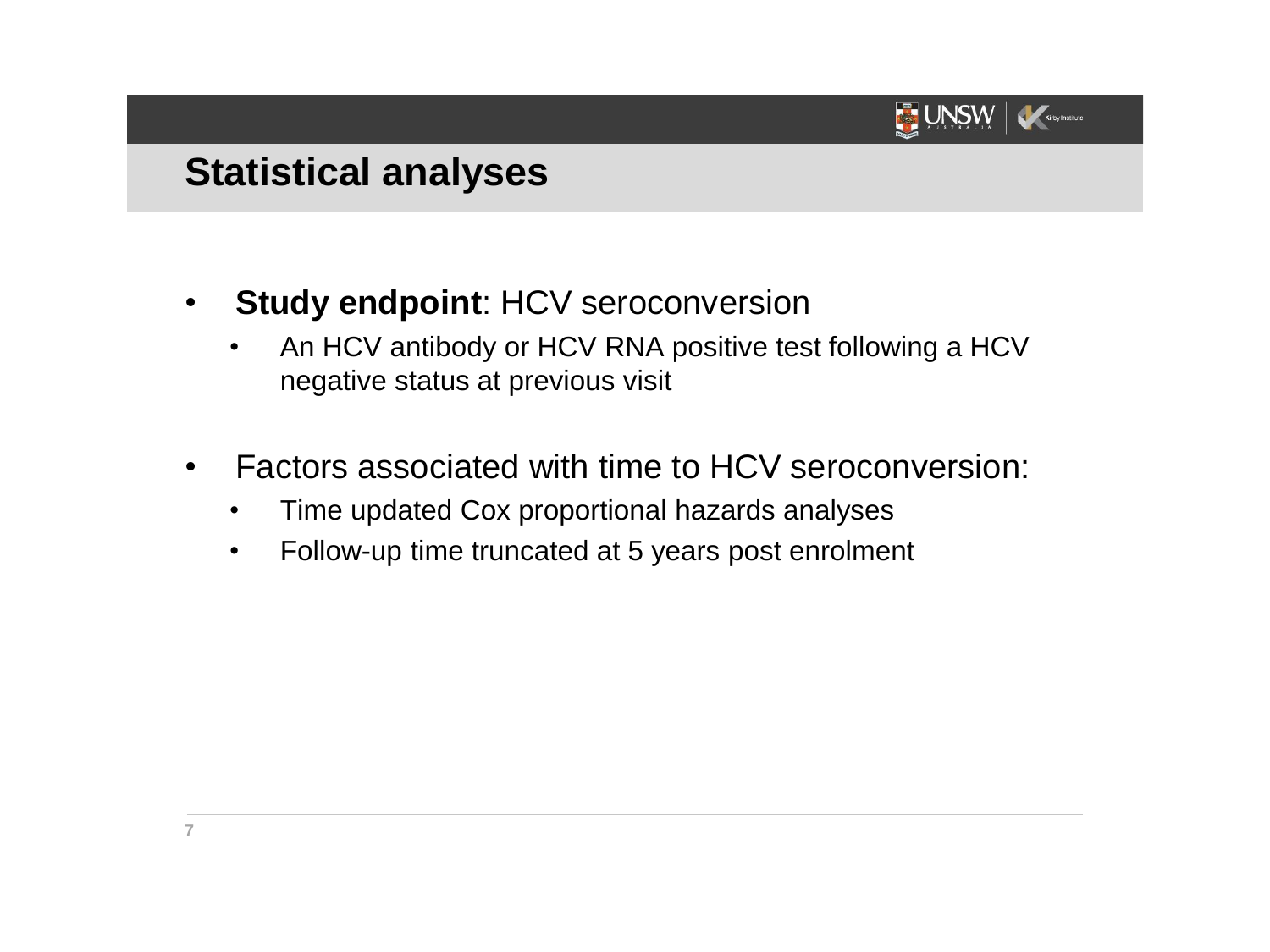# Statistical analyses

- **Study endpoint**: HCV seroconversion
  - An HCV antibody or HCV RNA positive test following a HCV negative status at previous visit

- Factors associated with time to HCV seroconversion:
  - Time updated Cox proportional hazards analyses
  - Follow-up time truncated at 5 years post enrolment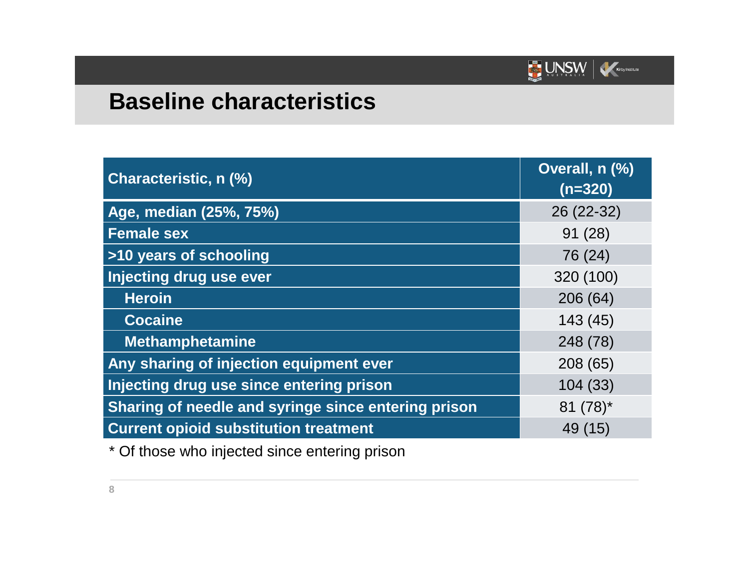## Baseline characteristics

| Characteristic, n (%) | Overall, n (%) (n=320) |
|---|---|
| Age, median (25%, 75%) | 26 (22-32) |
| Female sex | 91 (28) |
| >10 years of schooling | 76 (24) |
| Injecting drug use ever | 320 (100) |
| Heroin | 206 (64) |
| Cocaine | 143 (45) |
| Methamphetamine | 248 (78) |
| Any sharing of injection equipment ever | 208 (65) |
| Injecting drug use since entering prison | 104 (33) |
| Sharing of needle and syringe since entering prison | 81 (78)* |
| Current opioid substitution treatment | 49 (15) |

* Of those who injected since entering prison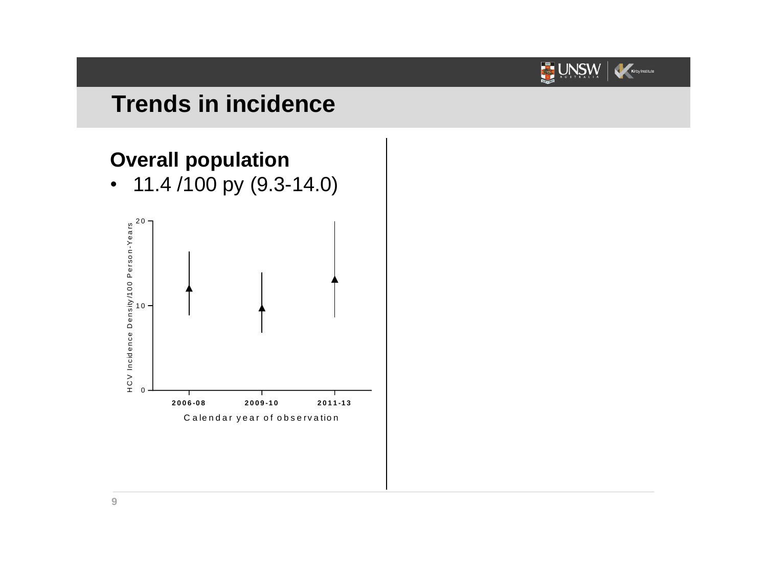# Trends in incidence

## Overall population

- 11.4 /100 py (9.3-14.0)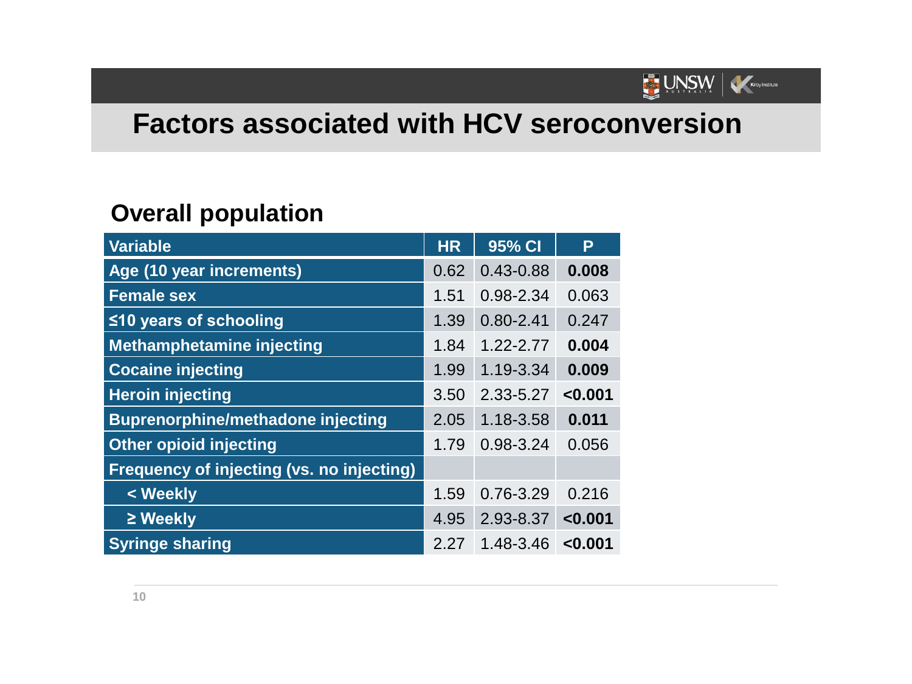# Factors associated with HCV seroconversion

## Overall population

| Variable | HR | 95% CI | P |
|---|---|---|---|
| Age (10 year increments) | 0.62 | 0.43-0.88 | **0.008** |
| Female sex | 1.51 | 0.98-2.34 | 0.063 |
| ≤10 years of schooling | 1.39 | 0.80-2.41 | 0.247 |
| Methamphetamine injecting | 1.84 | 1.22-2.77 | **0.004** |
| Cocaine injecting | 1.99 | 1.19-3.34 | **0.009** |
| Heroin injecting | 3.50 | 2.33-5.27 | **<0.001** |
| Buprenorphine/methadone injecting | 2.05 | 1.18-3.58 | **0.011** |
| Other opioid injecting | 1.79 | 0.98-3.24 | 0.056 |
| Frequency of injecting (vs. no injecting) | | | |
| < Weekly | 1.59 | 0.76-3.29 | 0.216 |
| ≥ Weekly | 4.95 | 2.93-8.37 | **<0.001** |
| Syringe sharing | 2.27 | 1.48-3.46 | **<0.001** |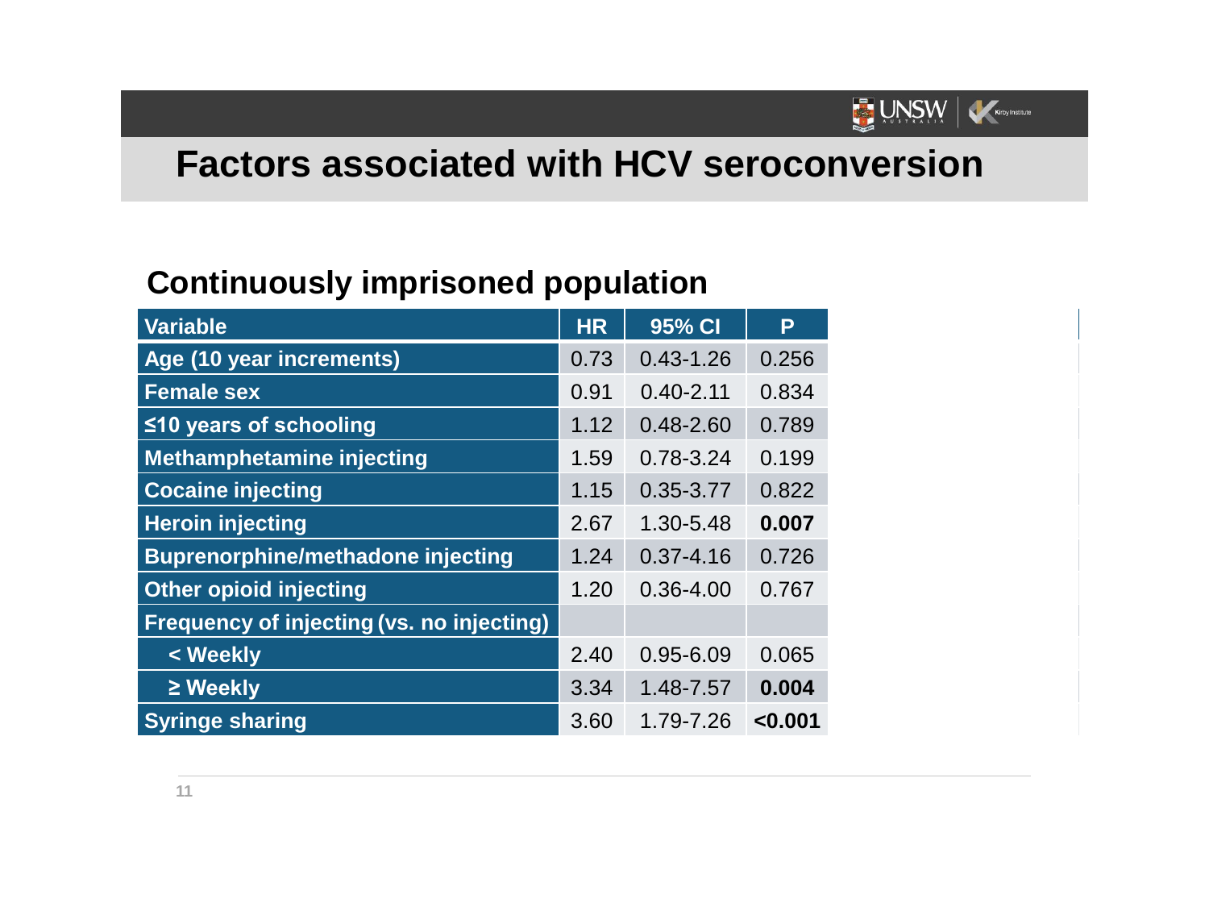# Factors associated with HCV seroconversion

## Continuously imprisoned population

| Variable | HR | 95% CI | P |
|---|---|---|---|
| Age (10 year increments) | 0.73 | 0.43-1.26 | 0.256 |
| Female sex | 0.91 | 0.40-2.11 | 0.834 |
| ≤10 years of schooling | 1.12 | 0.48-2.60 | 0.789 |
| Methamphetamine injecting | 1.59 | 0.78-3.24 | 0.199 |
| Cocaine injecting | 1.15 | 0.35-3.77 | 0.822 |
| Heroin injecting | 2.67 | 1.30-5.48 | **0.007** |
| Buprenorphine/methadone injecting | 1.24 | 0.37-4.16 | 0.726 |
| Other opioid injecting | 1.20 | 0.36-4.00 | 0.767 |
| Frequency of injecting (vs. no injecting) | | | |
| < Weekly | 2.40 | 0.95-6.09 | 0.065 |
| ≥ Weekly | 3.34 | 1.48-7.57 | **0.004** |
| Syringe sharing | 3.60 | 1.79-7.26 | **<0.001** |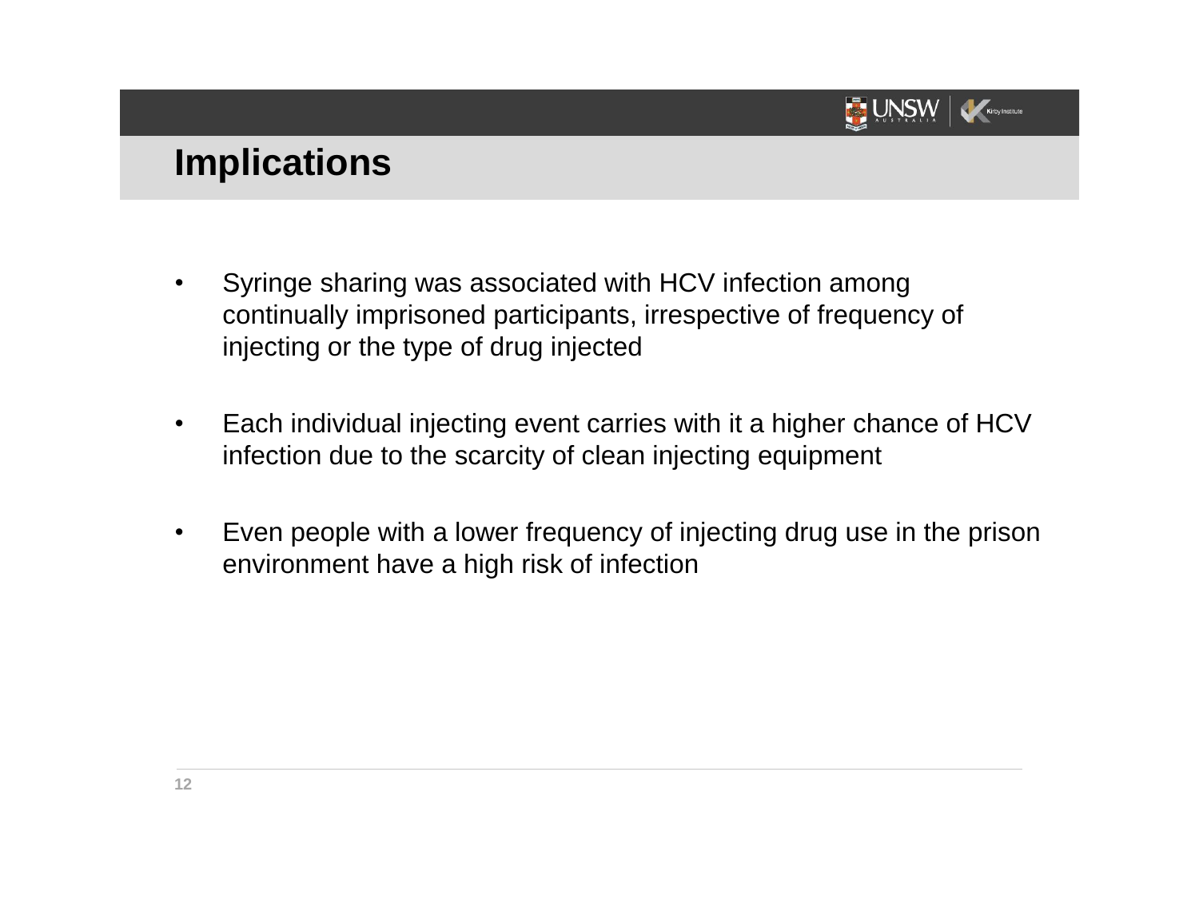# Implications

- Syringe sharing was associated with HCV infection among continually imprisoned participants, irrespective of frequency of injecting or the type of drug injected

- Each individual injecting event carries with it a higher chance of HCV infection due to the scarcity of clean injecting equipment

- Even people with a lower frequency of injecting drug use in the prison environment have a high risk of infection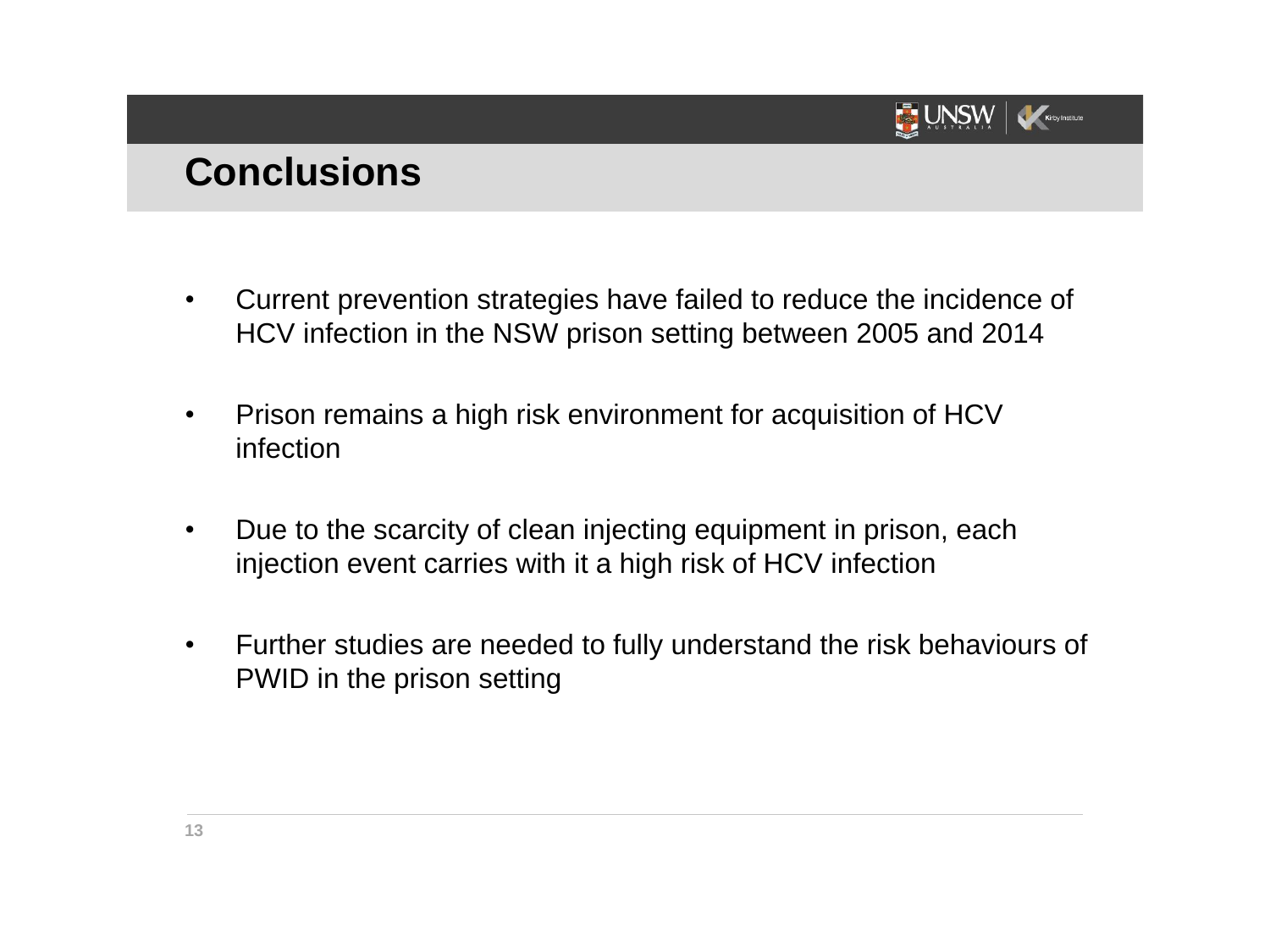# Conclusions

- Current prevention strategies have failed to reduce the incidence of HCV infection in the NSW prison setting between 2005 and 2014
- Prison remains a high risk environment for acquisition of HCV infection
- Due to the scarcity of clean injecting equipment in prison, each injection event carries with it a high risk of HCV infection
- Further studies are needed to fully understand the risk behaviours of PWID in the prison setting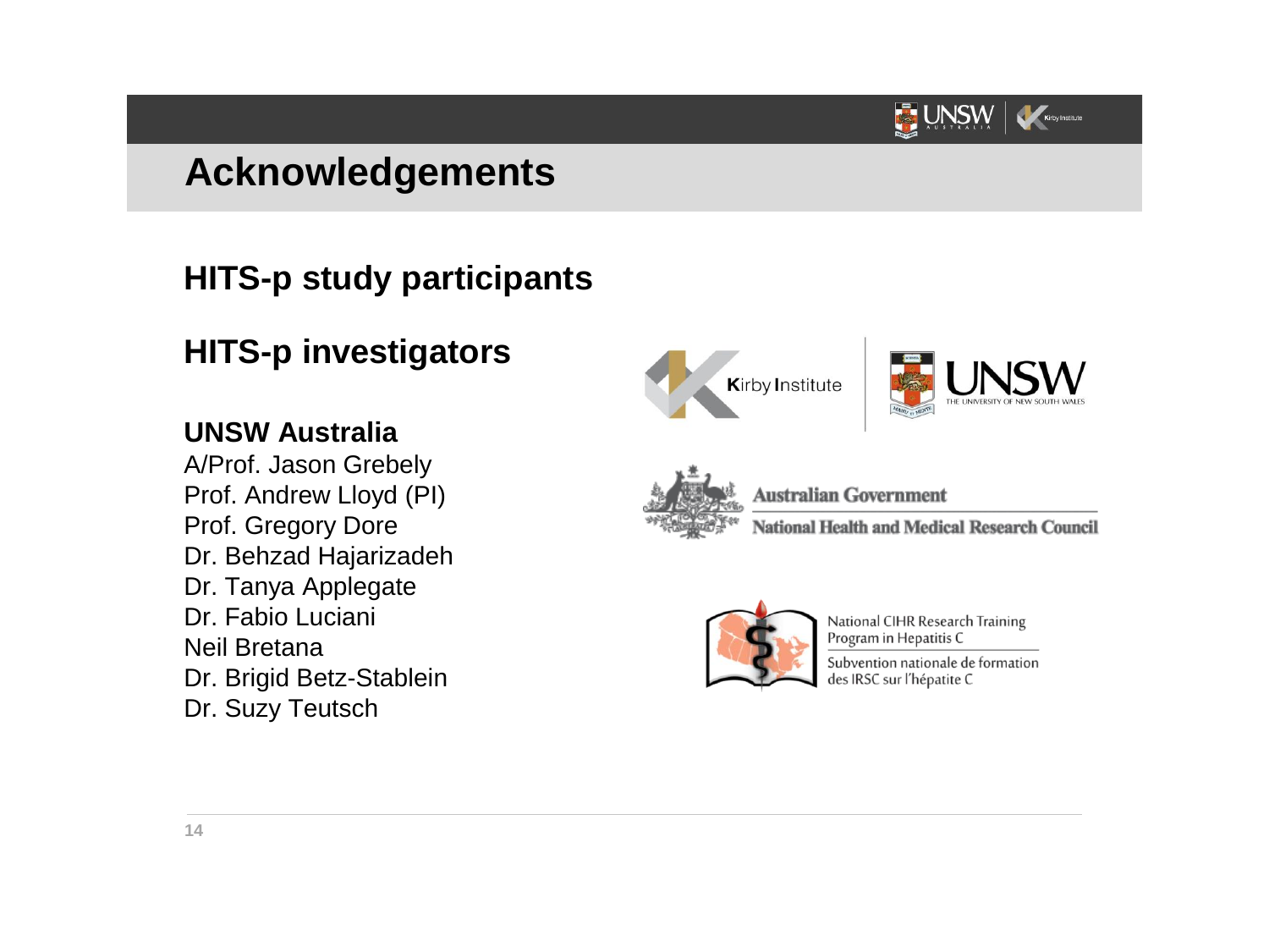# Acknowledgements

## HITS-p study participants

## HITS-p investigators

### UNSW Australia

A/Prof. Jason Grebely
Prof. Andrew Lloyd (PI)
Prof. Gregory Dore
Dr. Behzad Hajarizadeh
Dr. Tanya Applegate
Dr. Fabio Luciani
Neil Bretana
Dr. Brigid Betz-Stablein
Dr. Suzy Teutsch

Kirby Institute

UNSW THE UNIVERSITY OF NEW SOUTH WALES

Australian Government
National Health and Medical Research Council

National CIHR Research Training Program in Hepatitis C
Subvention nationale de formation des IRSC sur l'hépatite C